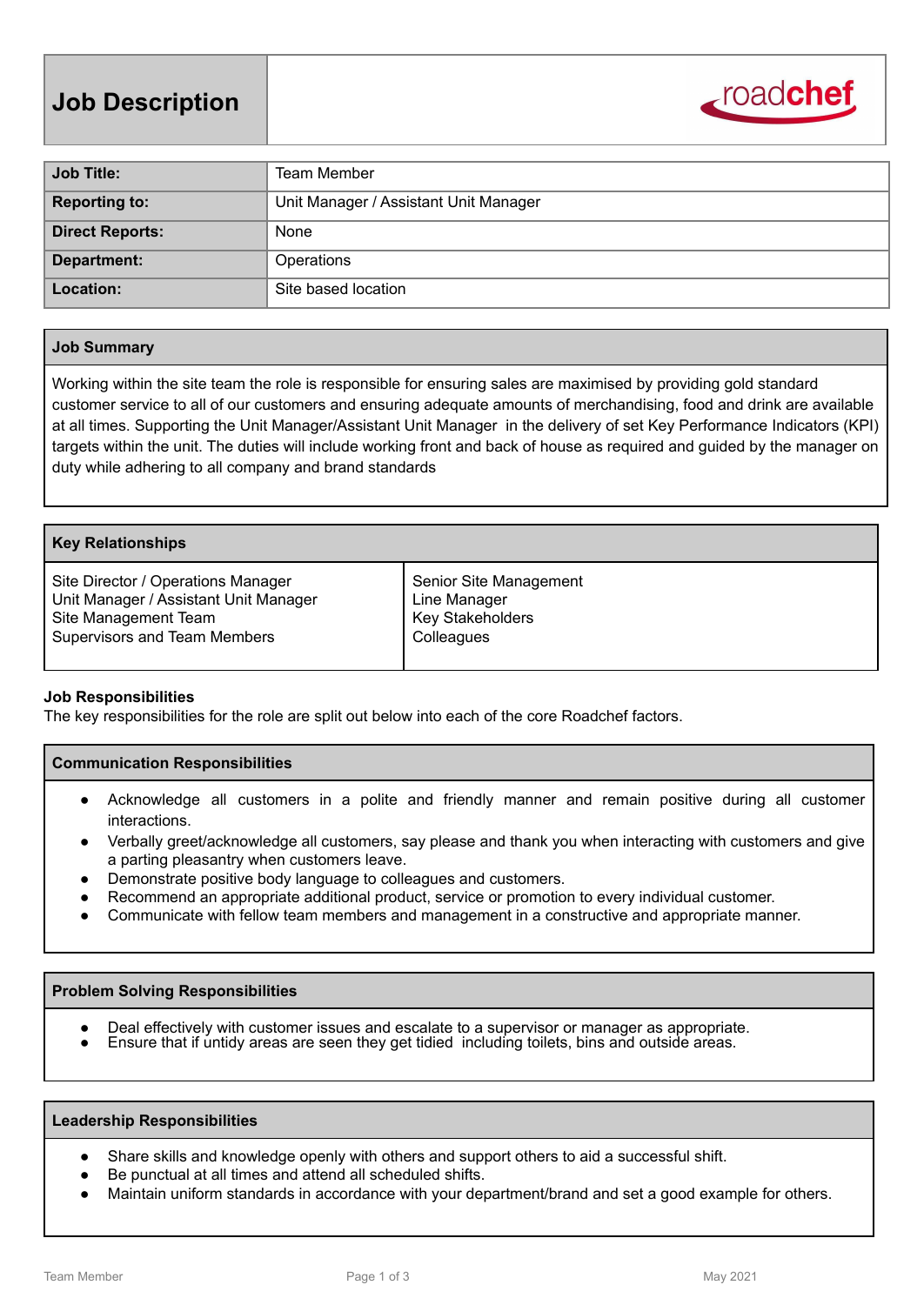# Job Description

roadchef

| Job Title: | Team Member |
|---|---|
| Reporting to: | Unit Manager / Assistant Unit Manager |
| Direct Reports: | None |
| Department: | Operations |
| Location: | Site based location |

## Job Summary

Working within the site team the role is responsible for ensuring sales are maximised by providing gold standard customer service to all of our customers and ensuring adequate amounts of merchandising, food and drink are available at all times. Supporting the Unit Manager/Assistant Unit Manager in the delivery of set Key Performance Indicators (KPI) targets within the unit. The duties will include working front and back of house as required and guided by the manager on duty while adhering to all company and brand standards

## Key Relationships

| | |
|---|---|
| Site Director / Operations Manager<br>Unit Manager / Assistant Unit Manager<br>Site Management Team<br>Supervisors and Team Members | Senior Site Management<br>Line Manager<br>Key Stakeholders<br>Colleagues |

**Job Responsibilities**

The key responsibilities for the role are split out below into each of the core Roadchef factors.

### Communication Responsibilities

- Acknowledge all customers in a polite and friendly manner and remain positive during all customer interactions.
- Verbally greet/acknowledge all customers, say please and thank you when interacting with customers and give a parting pleasantry when customers leave.
- Demonstrate positive body language to colleagues and customers.
- Recommend an appropriate additional product, service or promotion to every individual customer.
- Communicate with fellow team members and management in a constructive and appropriate manner.

### Problem Solving Responsibilities

- Deal effectively with customer issues and escalate to a supervisor or manager as appropriate.
- Ensure that if untidy areas are seen they get tidied including toilets, bins and outside areas.

### Leadership Responsibilities

- Share skills and knowledge openly with others and support others to aid a successful shift.
- Be punctual at all times and attend all scheduled shifts.
- Maintain uniform standards in accordance with your department/brand and set a good example for others.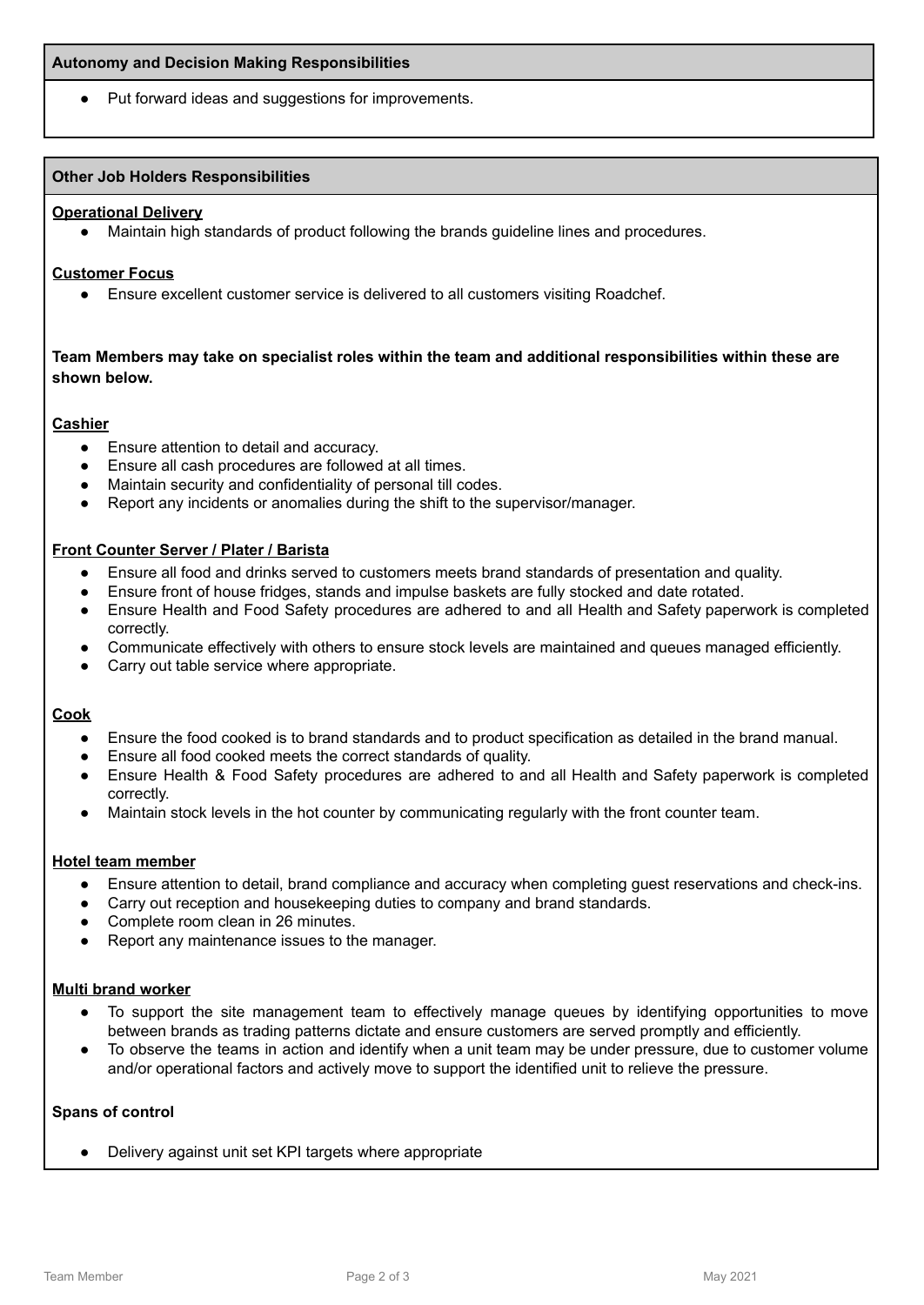## Autonomy and Decision Making Responsibilities

- Put forward ideas and suggestions for improvements.

## Other Job Holders Responsibilities

**Operational Delivery**

- Maintain high standards of product following the brands guideline lines and procedures.

**Customer Focus**

- Ensure excellent customer service is delivered to all customers visiting Roadchef.

**Team Members may take on specialist roles within the team and additional responsibilities within these are shown below.**

**Cashier**

- Ensure attention to detail and accuracy.
- Ensure all cash procedures are followed at all times.
- Maintain security and confidentiality of personal till codes.
- Report any incidents or anomalies during the shift to the supervisor/manager.

**Front Counter Server / Plater / Barista**

- Ensure all food and drinks served to customers meets brand standards of presentation and quality.
- Ensure front of house fridges, stands and impulse baskets are fully stocked and date rotated.
- Ensure Health and Food Safety procedures are adhered to and all Health and Safety paperwork is completed correctly.
- Communicate effectively with others to ensure stock levels are maintained and queues managed efficiently.
- Carry out table service where appropriate.

**Cook**

- Ensure the food cooked is to brand standards and to product specification as detailed in the brand manual.
- Ensure all food cooked meets the correct standards of quality.
- Ensure Health & Food Safety procedures are adhered to and all Health and Safety paperwork is completed correctly.
- Maintain stock levels in the hot counter by communicating regularly with the front counter team.

**Hotel team member**

- Ensure attention to detail, brand compliance and accuracy when completing guest reservations and check-ins.
- Carry out reception and housekeeping duties to company and brand standards.
- Complete room clean in 26 minutes.
- Report any maintenance issues to the manager.

**Multi brand worker**

- To support the site management team to effectively manage queues by identifying opportunities to move between brands as trading patterns dictate and ensure customers are served promptly and efficiently.
- To observe the teams in action and identify when a unit team may be under pressure, due to customer volume and/or operational factors and actively move to support the identified unit to relieve the pressure.

**Spans of control**

- Delivery against unit set KPI targets where appropriate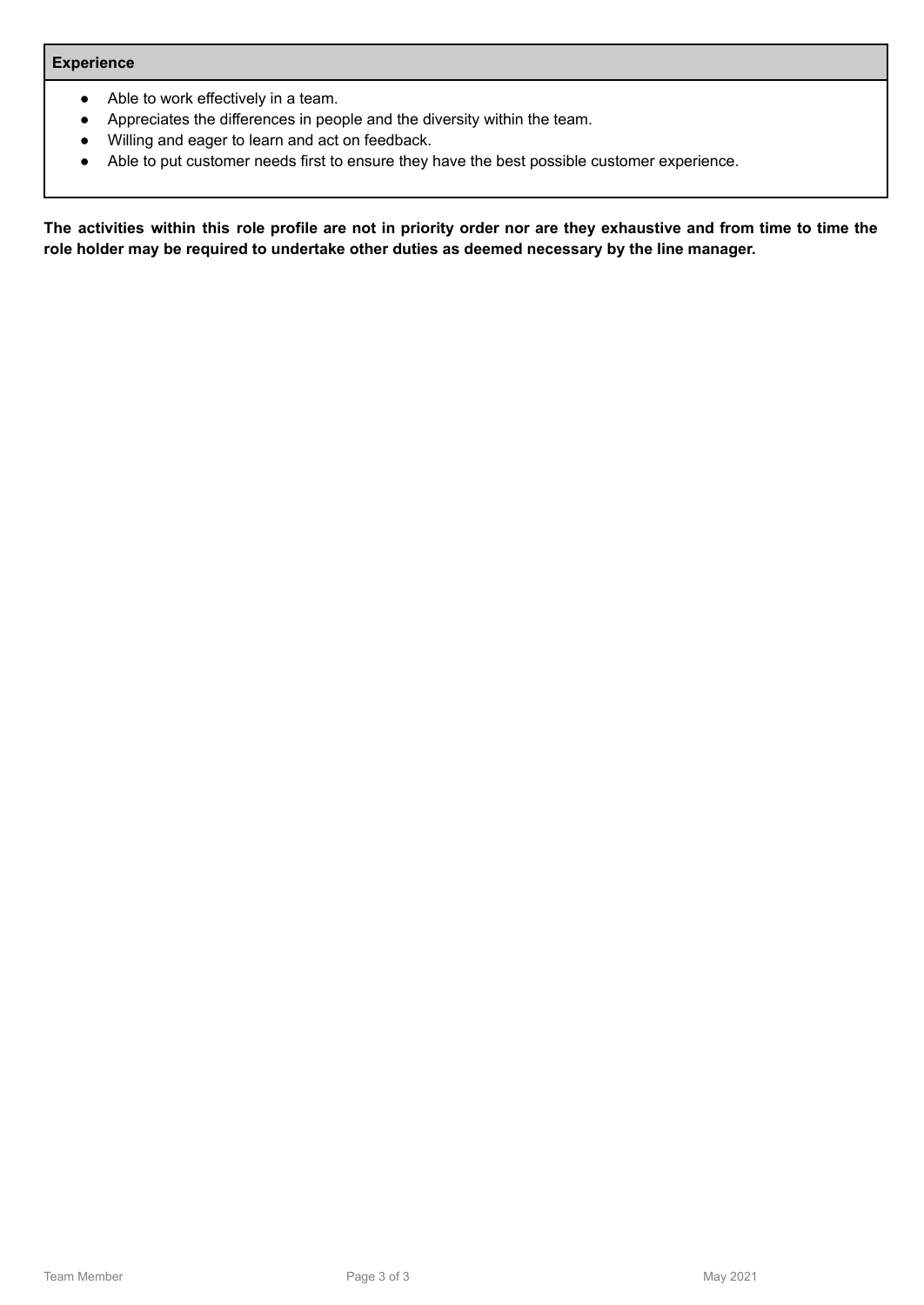## Experience

- Able to work effectively in a team.
- Appreciates the differences in people and the diversity within the team.
- Willing and eager to learn and act on feedback.
- Able to put customer needs first to ensure they have the best possible customer experience.

**The activities within this role profile are not in priority order nor are they exhaustive and from time to time the role holder may be required to undertake other duties as deemed necessary by the line manager.**